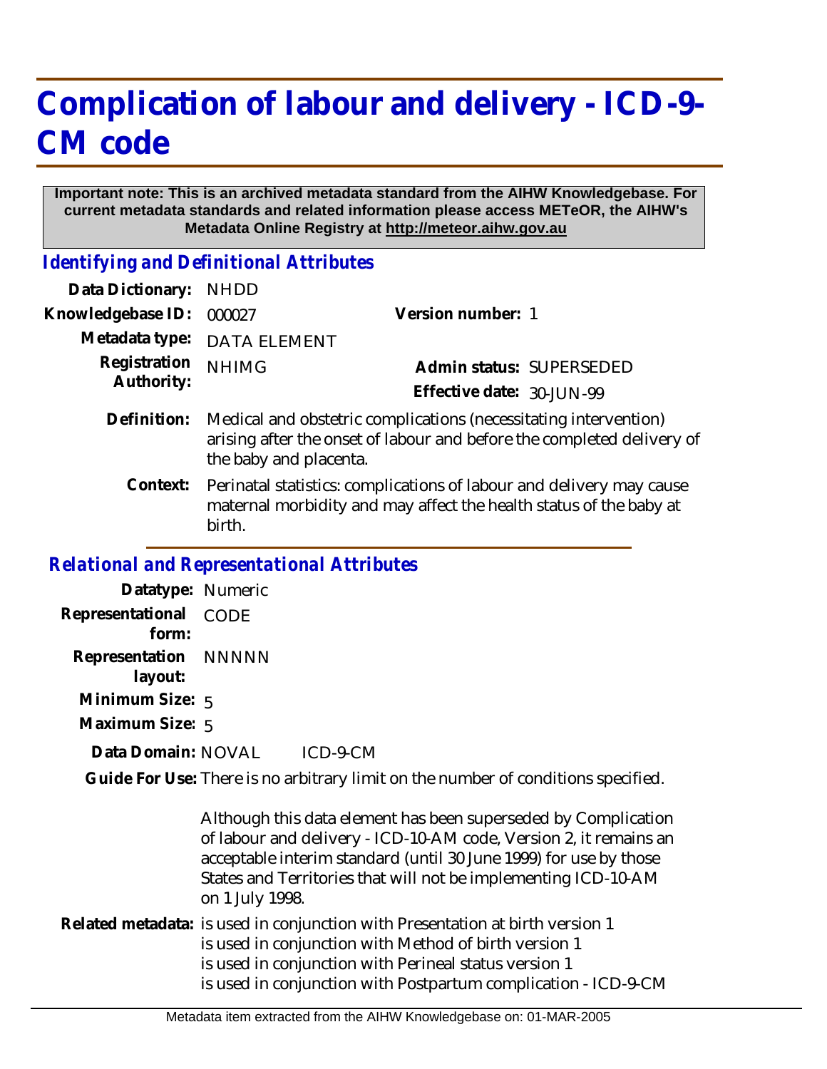# Complication of labour and delivery - ICD-9-CM code

**Important note: This is an archived metadata standard from the AIHW Knowledgebase. For current metadata standards and related information please access METeOR, the AIHW's Metadata Online Registry at http://meteor.aihw.gov.au**

## *Identifying and Definitional Attributes*

**Data Dictionary:** NHDD

**Knowledgebase ID:** 000027

**Version number:** 1

**Metadata type:** DATA ELEMENT

**Registration Authority:** NHIMG

**Admin status:** SUPERSEDED

**Effective date:** 30-JUN-99

**Definition:** Medical and obstetric complications (necessitating intervention) arising after the onset of labour and before the completed delivery of the baby and placenta.

**Context:** Perinatal statistics: complications of labour and delivery may cause maternal morbidity and may affect the health status of the baby at birth.

## *Relational and Representational Attributes*

**Datatype:** Numeric

**Representational form:** CODE

**Representation layout:** NNNNN

**Minimum Size:** 5

**Maximum Size:** 5

**Data Domain:** NOVAL ICD-9-CM

**Guide For Use:** There is no arbitrary limit on the number of conditions specified.

Although this data element has been superseded by Complication of labour and delivery - ICD-10-AM code, Version 2, it remains an acceptable interim standard (until 30 June 1999) for use by those States and Territories that will not be implementing ICD-10-AM on 1 July 1998.

**Related metadata:** is used in conjunction with Presentation at birth version 1
is used in conjunction with Method of birth version 1
is used in conjunction with Perineal status version 1
is used in conjunction with Postpartum complication - ICD-9-CM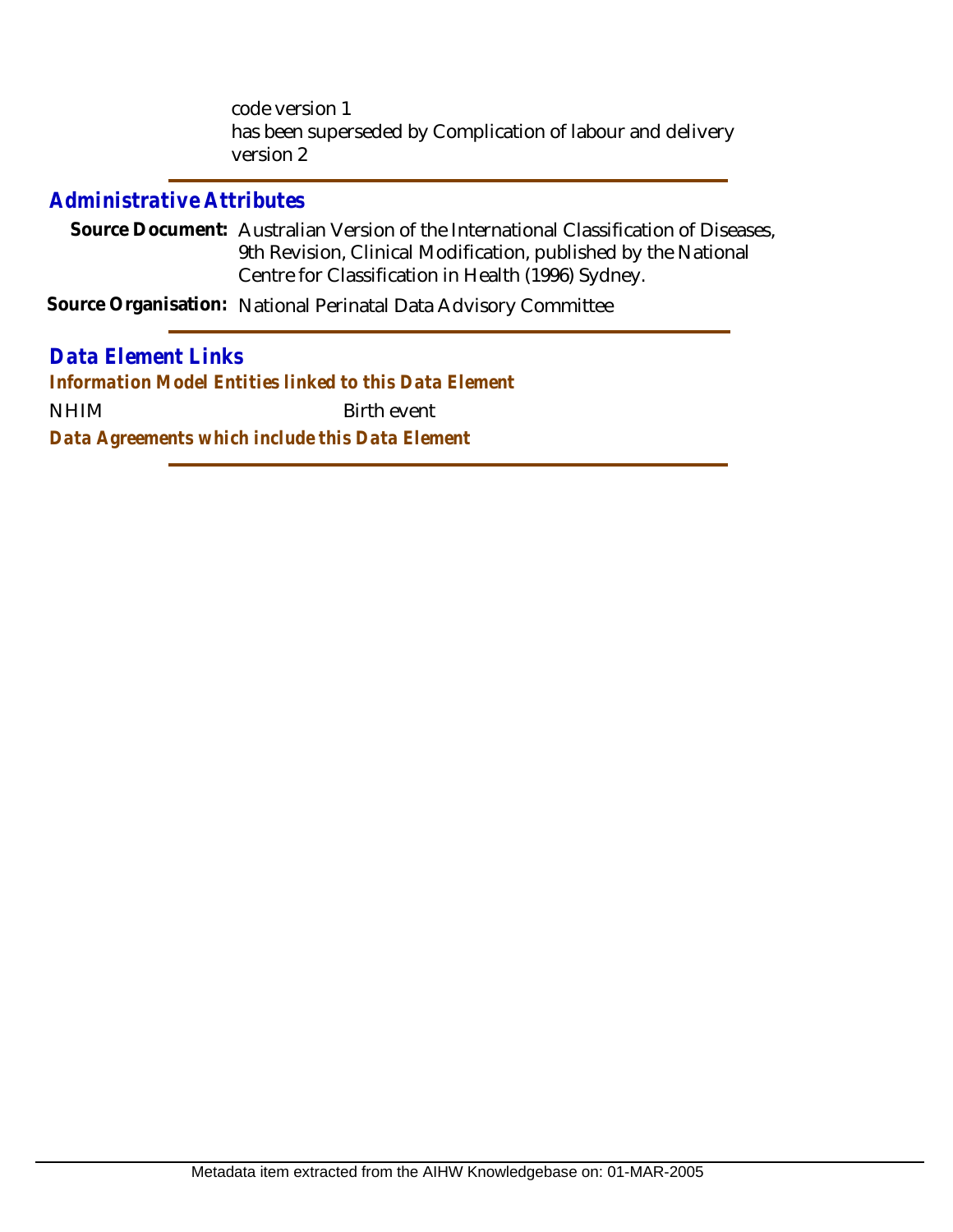code version 1
has been superseded by Complication of labour and delivery version 2

## Administrative Attributes

**Source Document:** Australian Version of the International Classification of Diseases, 9th Revision, Clinical Modification, published by the National Centre for Classification in Health (1996) Sydney.

**Source Organisation:** National Perinatal Data Advisory Committee

## Data Element Links

### Information Model Entities linked to this Data Element

| | |
|---|---|
| NHIM | Birth event |

### Data Agreements which include this Data Element